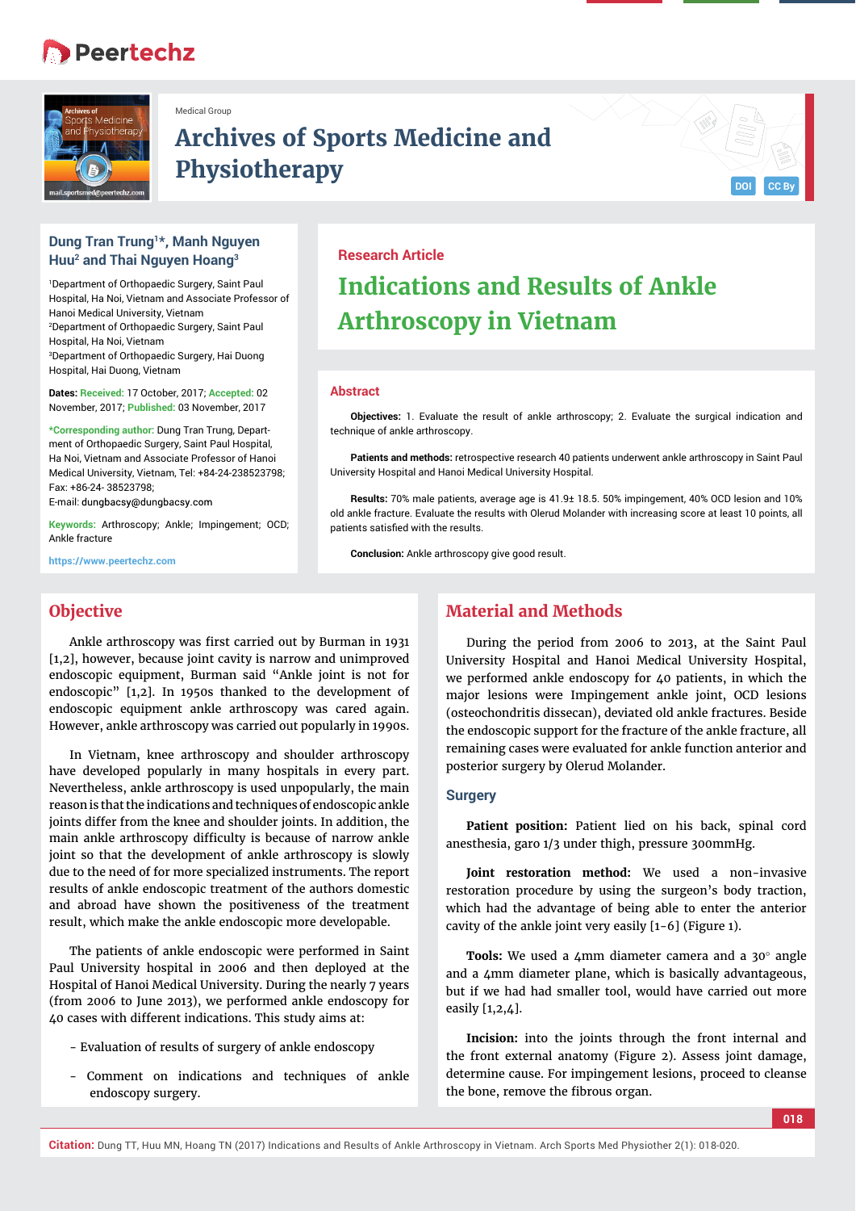Medical Group

# Archives of Sports Medicine and Physiotherapy

**Dung Tran Trung[1]*, Manh Nguyen Huu[2] and Thai Nguyen Hoang[3]**

[1]Department of Orthopaedic Surgery, Saint Paul Hospital, Ha Noi, Vietnam and Associate Professor of Hanoi Medical University, Vietnam
[2]Department of Orthopaedic Surgery, Saint Paul Hospital, Ha Noi, Vietnam
[3]Department of Orthopaedic Surgery, Hai Duong Hospital, Hai Duong, Vietnam

**Dates: Received:** 17 October, 2017; **Accepted:** 02 November, 2017; **Published:** 03 November, 2017

***Corresponding author:** Dung Tran Trung, Department of Orthopaedic Surgery, Saint Paul Hospital, Ha Noi, Vietnam and Associate Professor of Hanoi Medical University, Vietnam, Tel: +84-24-238523798; Fax: +86-24- 38523798;
E-mail: dungbacsy@dungbacsy.com

**Keywords:** Arthroscopy; Ankle; Impingement; OCD; Ankle fracture

https://www.peertechz.com

Research Article

# Indications and Results of Ankle Arthroscopy in Vietnam

## Abstract

**Objectives:** 1. Evaluate the result of ankle arthroscopy; 2. Evaluate the surgical indication and technique of ankle arthroscopy.

**Patients and methods:** retrospective research 40 patients underwent ankle arthroscopy in Saint Paul University Hospital and Hanoi Medical University Hospital.

**Results:** 70% male patients, average age is 41.9± 18.5. 50% impingement, 40% OCD lesion and 10% old ankle fracture. Evaluate the results with Olerud Molander with increasing score at least 10 points, all patients satisfied with the results.

**Conclusion:** Ankle arthroscopy give good result.

## Objective

Ankle arthroscopy was first carried out by Burman in 1931 [1,2], however, because joint cavity is narrow and unimproved endoscopic equipment, Burman said “Ankle joint is not for endoscopic” [1,2]. In 1950s thanked to the development of endoscopic equipment ankle arthroscopy was cared again. However, ankle arthroscopy was carried out popularly in 1990s.

In Vietnam, knee arthroscopy and shoulder arthroscopy have developed popularly in many hospitals in every part. Nevertheless, ankle arthroscopy is used unpopularly, the main reason is that the indications and techniques of endoscopic ankle joints differ from the knee and shoulder joints. In addition, the main ankle arthroscopy difficulty is because of narrow ankle joint so that the development of ankle arthroscopy is slowly due to the need of for more specialized instruments. The report results of ankle endoscopic treatment of the authors domestic and abroad have shown the positiveness of the treatment result, which make the ankle endoscopic more developable.

The patients of ankle endoscopic were performed in Saint Paul University hospital in 2006 and then deployed at the Hospital of Hanoi Medical University. During the nearly 7 years (from 2006 to June 2013), we performed ankle endoscopy for 40 cases with different indications. This study aims at:

- Evaluation of results of surgery of ankle endoscopy
- Comment on indications and techniques of ankle endoscopy surgery.

## Material and Methods

During the period from 2006 to 2013, at the Saint Paul University Hospital and Hanoi Medical University Hospital, we performed ankle endoscopy for 40 patients, in which the major lesions were Impingement ankle joint, OCD lesions (osteochondritis dissecan), deviated old ankle fractures. Beside the endoscopic support for the fracture of the ankle fracture, all remaining cases were evaluated for ankle function anterior and posterior surgery by Olerud Molander.

### Surgery

**Patient position:** Patient lied on his back, spinal cord anesthesia, garo 1/3 under thigh, pressure 300mmHg.

**Joint restoration method:** We used a non-invasive restoration procedure by using the surgeon’s body traction, which had the advantage of being able to enter the anterior cavity of the ankle joint very easily [1-6] (Figure 1).

**Tools:** We used a 4mm diameter camera and a 30° angle and a 4mm diameter plane, which is basically advantageous, but if we had had smaller tool, would have carried out more easily [1,2,4].

**Incision:** into the joints through the front internal and the front external anatomy (Figure 2). Assess joint damage, determine cause. For impingement lesions, proceed to cleanse the bone, remove the fibrous organ.

**Citation:** Dung TT, Huu MN, Hoang TN (2017) Indications and Results of Ankle Arthroscopy in Vietnam. Arch Sports Med Physiother 2(1): 018-020.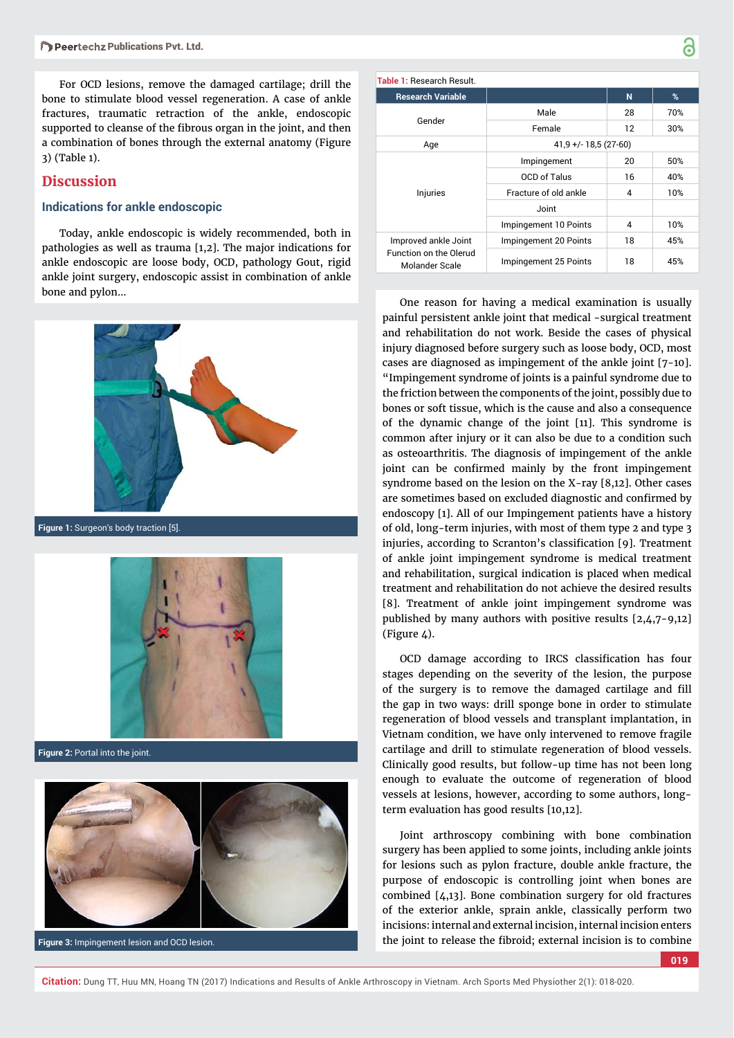For OCD lesions, remove the damaged cartilage; drill the bone to stimulate blood vessel regeneration. A case of ankle fractures, traumatic retraction of the ankle, endoscopic supported to cleanse of the fibrous organ in the joint, and then a combination of bones through the external anatomy (Figure 3) (Table 1).

## Discussion

### Indications for ankle endoscopic

Today, ankle endoscopic is widely recommended, both in pathologies as well as trauma [1,2]. The major indications for ankle endoscopic are loose body, OCD, pathology Gout, rigid ankle joint surgery, endoscopic assist in combination of ankle bone and pylon...

Figure 1: Surgeon's body traction [5].

Figure 2: Portal into the joint.

Figure 3: Impingement lesion and OCD lesion.

**Table 1:** Research Result.

| Research Variable | | N | % |
|---|---|---|---|
| Gender | Male | 28 | 70% |
| | Female | 12 | 30% |
| Age | 41,9 +/- 18,5 (27-60) | | |
| Injuries | Impingement | 20 | 50% |
| | OCD of Talus | 16 | 40% |
| | Fracture of old ankle | 4 | 10% |
| | Joint | | |
| Improved ankle Joint Function on the Olerud Molander Scale | Impingement 10 Points | 4 | 10% |
| | Impingement 20 Points | 18 | 45% |
| | Impingement 25 Points | 18 | 45% |

One reason for having a medical examination is usually painful persistent ankle joint that medical -surgical treatment and rehabilitation do not work. Beside the cases of physical injury diagnosed before surgery such as loose body, OCD, most cases are diagnosed as impingement of the ankle joint [7-10]. "Impingement syndrome of joints is a painful syndrome due to the friction between the components of the joint, possibly due to bones or soft tissue, which is the cause and also a consequence of the dynamic change of the joint [11]. This syndrome is common after injury or it can also be due to a condition such as osteoarthritis. The diagnosis of impingement of the ankle joint can be confirmed mainly by the front impingement syndrome based on the lesion on the X-ray [8,12]. Other cases are sometimes based on excluded diagnostic and confirmed by endoscopy [1]. All of our Impingement patients have a history of old, long-term injuries, with most of them type 2 and type 3 injuries, according to Scranton's classification [9]. Treatment of ankle joint impingement syndrome is medical treatment and rehabilitation, surgical indication is placed when medical treatment and rehabilitation do not achieve the desired results [8]. Treatment of ankle joint impingement syndrome was published by many authors with positive results [2,4,7-9,12] (Figure 4).

OCD damage according to IRCS classification has four stages depending on the severity of the lesion, the purpose of the surgery is to remove the damaged cartilage and fill the gap in two ways: drill sponge bone in order to stimulate regeneration of blood vessels and transplant implantation, in Vietnam condition, we have only intervened to remove fragile cartilage and drill to stimulate regeneration of blood vessels. Clinically good results, but follow-up time has not been long enough to evaluate the outcome of regeneration of blood vessels at lesions, however, according to some authors, long-term evaluation has good results [10,12].

Joint arthroscopy combining with bone combination surgery has been applied to some joints, including ankle joints for lesions such as pylon fracture, double ankle fracture, the purpose of endoscopic is controlling joint when bones are combined [4,13]. Bone combination surgery for old fractures of the exterior ankle, sprain ankle, classically perform two incisions: internal and external incision, internal incision enters the joint to release the fibroid; external incision is to combine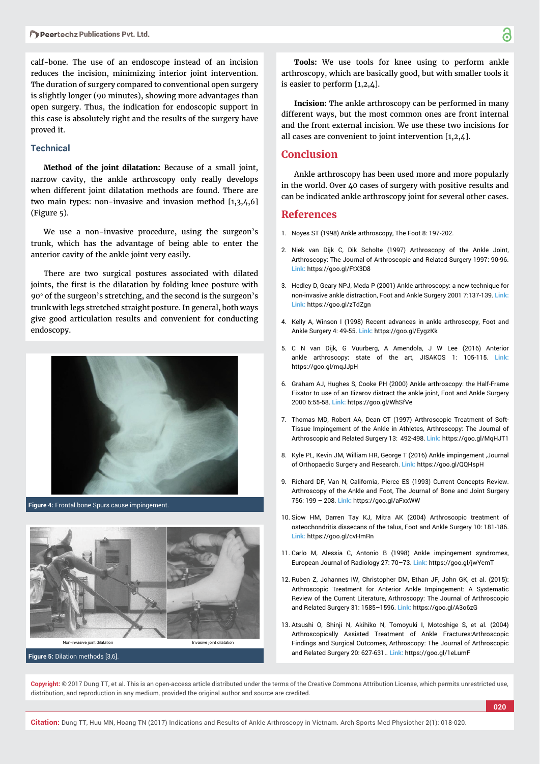calf-bone. The use of an endoscope instead of an incision reduces the incision, minimizing interior joint intervention. The duration of surgery compared to conventional open surgery is slightly longer (90 minutes), showing more advantages than open surgery. Thus, the indication for endoscopic support in this case is absolutely right and the results of the surgery have proved it.

## Technical

**Method of the joint dilatation:** Because of a small joint, narrow cavity, the ankle arthroscopy only really develops when different joint dilatation methods are found. There are two main types: non-invasive and invasion method [1,3,4,6] (Figure 5).

We use a non-invasive procedure, using the surgeon's trunk, which has the advantage of being able to enter the anterior cavity of the ankle joint very easily.

There are two surgical postures associated with dilated joints, the first is the dilatation by folding knee posture with 90° of the surgeon's stretching, and the second is the surgeon's trunk with legs stretched straight posture. In general, both ways give good articulation results and convenient for conducting endoscopy.

**Figure 4:** Frontal bone Spurs cause impingement.

Non-invasive joint dilatation

Invasive joint dilatation

**Figure 5:** Dilation methods [3,6].

**Tools:** We use tools for knee using to perform ankle arthroscopy, which are basically good, but with smaller tools it is easier to perform [1,2,4].

**Incision:** The ankle arthroscopy can be performed in many different ways, but the most common ones are front internal and the front external incision. We use these two incisions for all cases are convenient to joint intervention [1,2,4].

## Conclusion

Ankle arthroscopy has been used more and more popularly in the world. Over 40 cases of surgery with positive results and can be indicated ankle arthroscopy joint for several other cases.

## References

1. Noyes ST (1998) Ankle arthroscopy, The Foot 8: 197-202.
2. Niek van Dijk C, Dik Scholte (1997) Arthroscopy of the Ankle Joint, Arthroscopy: The Journal of Arthroscopic and Related Surgery 1997: 90-96. Link: https://goo.gl/FtX3D8
3. Hedley D, Geary NPJ, Meda P (2001) Ankle arthroscopy: a new technique for non-invasive ankle distraction, Foot and Ankle Surgery 2001 7:137-139. Link: Link: https://goo.gl/zTdZgn
4. Kelly A, Winson I (1998) Recent advances in ankle arthroscopy, Foot and Ankle Surgery 4: 49-55. Link: https://goo.gl/EygzKk
5. C N van Dijk, G Vuurberg, A Amendola, J W Lee (2016) Anterior ankle arthroscopy: state of the art, JISAKOS 1: 105-115. Link: https://goo.gl/mqJJpH
6. Graham AJ, Hughes S, Cooke PH (2000) Ankle arthroscopy: the Half-Frame Fixator to use of an Ilizarov distract the ankle joint, Foot and Ankle Surgery 2000 6:55-58. Link: https://goo.gl/WhSfVe
7. Thomas MD, Robert AA, Dean CT (1997) Arthroscopic Treatment of Soft-Tissue Impingement of the Ankle in Athletes, Arthroscopy: The Journal of Arthroscopic and Related Surgery 13: 492-498. Link: https://goo.gl/MqHJT1
8. Kyle PL, Kevin JM, William HR, George T (2016) Ankle impingement ,Journal of Orthopaedic Surgery and Research. Link: https://goo.gl/QQHspH
9. Richard DF, Van N, California, Pierce ES (1993) Current Concepts Review. Arthroscopy of the Ankle and Foot, The Journal of Bone and Joint Surgery 756: 199 – 208. Link: https://goo.gl/aFxxWW
10. Siow HM, Darren Tay KJ, Mitra AK (2004) Arthroscopic treatment of osteochondritis dissecans of the talus, Foot and Ankle Surgery 10: 181-186. Link: https://goo.gl/cvHmRn
11. Carlo M, Alessia C, Antonio B (1998) Ankle impingement syndromes, European Journal of Radiology 27: 70–73. Link: https://goo.gl/jwYcmT
12. Ruben Z, Johannes IW, Christopher DM, Ethan JF, John GK, et al. (2015): Arthroscopic Treatment for Anterior Ankle Impingement: A Systematic Review of the Current Literature, Arthroscopy: The Journal of Arthroscopic and Related Surgery 31: 1585–1596. Link: https://goo.gl/A3o6zG
13. Atsushi O, Shinji N, Akihiko N, Tomoyuki I, Motoshige S, et al. (2004) Arthroscopically Assisted Treatment of Ankle Fractures:Arthroscopic Findings and Surgical Outcomes, Arthroscopy: The Journal of Arthroscopic and Related Surgery 20: 627-631.. Link: https://goo.gl/1eLumF

**Copyright:** © 2017 Dung TT, et al. This is an open-access article distributed under the terms of the Creative Commons Attribution License, which permits unrestricted use, distribution, and reproduction in any medium, provided the original author and source are credited.